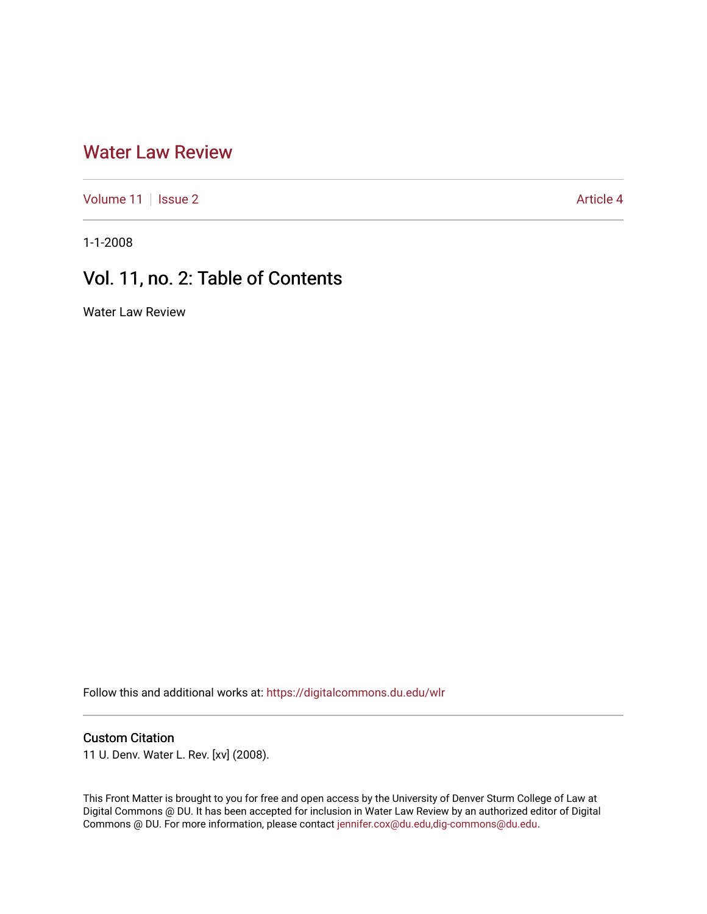# Water Law Review

Volume 11 | Issue 2 | Article 4

1-1-2008

## Vol. 11, no. 2: Table of Contents

Water Law Review

Follow this and additional works at: https://digitalcommons.du.edu/wlr

### Custom Citation

11 U. Denv. Water L. Rev. [xv] (2008).

This Front Matter is brought to you for free and open access by the University of Denver Sturm College of Law at Digital Commons @ DU. It has been accepted for inclusion in Water Law Review by an authorized editor of Digital Commons @ DU. For more information, please contact jennifer.cox@du.edu,dig-commons@du.edu.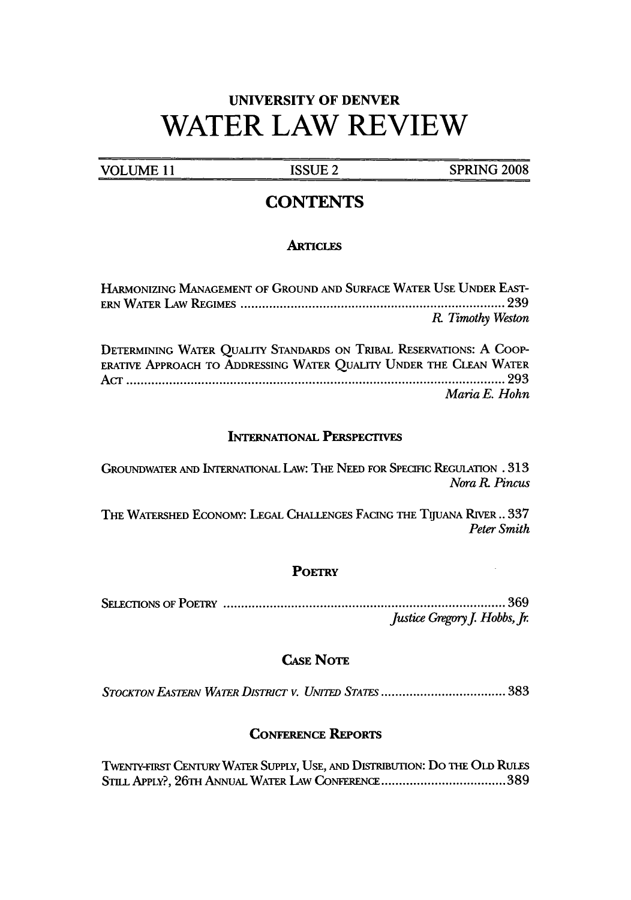# UNIVERSITY OF DENVER

# WATER LAW REVIEW

| VOLUME 11 | ISSUE 2 | SPRING 2008 |
|---|---|---|

## CONTENTS

### ARTICLES

HARMONIZING MANAGEMENT OF GROUND AND SURFACE WATER USE UNDER EASTERN WATER LAW REGIMES ............................................................ 239
*R. Timothy Weston*

DETERMINING WATER QUALITY STANDARDS ON TRIBAL RESERVATIONS: A COOPERATIVE APPROACH TO ADDRESSING WATER QUALITY UNDER THE CLEAN WATER ACT ............................................................ 293
*Maria E. Hohn*

### INTERNATIONAL PERSPECTIVES

GROUNDWATER AND INTERNATIONAL LAW: THE NEED FOR SPECIFIC REGULATION . 313
*Nora R. Pincus*

THE WATERSHED ECONOMY: LEGAL CHALLENGES FACING THE TIJUANA RIVER .. 337
*Peter Smith*

### POETRY

SELECTIONS OF POETRY ............................................................ 369
*Justice Gregory J. Hobbs, Jr.*

### CASE NOTE

*STOCKTON EASTERN WATER DISTRICT V. UNITED STATES* ............................................................ 383

### CONFERENCE REPORTS

TWENTY-FIRST CENTURY WATER SUPPLY, USE, AND DISTRIBUTION: DO THE OLD RULES STILL APPLY?, 26TH ANNUAL WATER LAW CONFERENCE............................................................ 389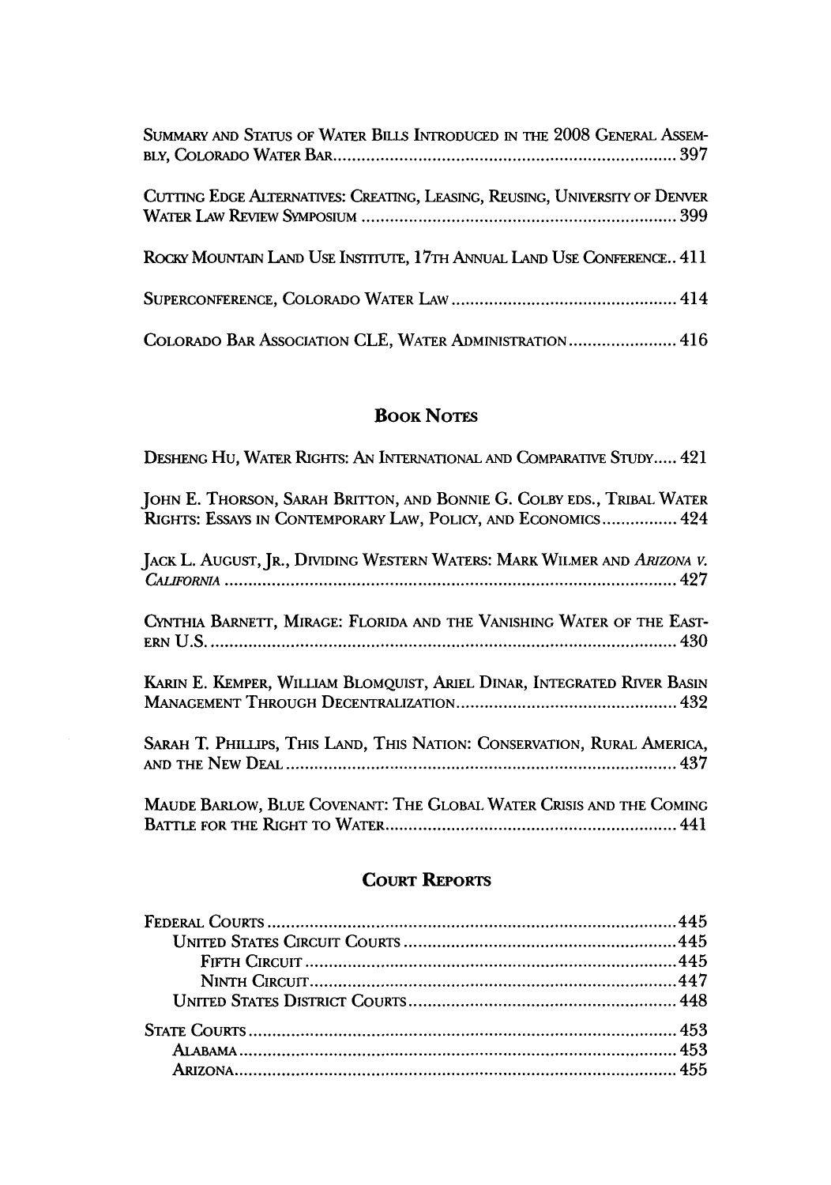SUMMARY AND STATUS OF WATER BILLS INTRODUCED IN THE 2008 GENERAL ASSEMBLY, COLORADO WATER BAR........................................................................ 397

CUTTING EDGE ALTERNATIVES: CREATING, LEASING, REUSING, UNIVERSITY OF DENVER WATER LAW REVIEW SYMPOSIUM .................................................................. 399

ROCKY MOUNTAIN LAND USE INSTITUTE, 17TH ANNUAL LAND USE CONFERENCE.. 411

SUPERCONFERENCE, COLORADO WATER LAW ................................................ 414

COLORADO BAR ASSOCIATION CLE, WATER ADMINISTRATION ....................... 416

## BOOK NOTES

DESHENG HU, WATER RIGHTS: AN INTERNATIONAL AND COMPARATIVE STUDY..... 421

JOHN E. THORSON, SARAH BRITTON, AND BONNIE G. COLBY EDS., TRIBAL WATER RIGHTS: ESSAYS IN CONTEMPORARY LAW, POLICY, AND ECONOMICS ................ 424

JACK L. AUGUST, JR., DIVIDING WESTERN WATERS: MARK WILMER AND *ARIZONA V. CALIFORNIA* ............................................................................................... 427

CYNTHIA BARNETT, MIRAGE: FLORIDA AND THE VANISHING WATER OF THE EASTERN U.S. ................................................................................................. 430

KARIN E. KEMPER, WILLIAM BLOMQUIST, ARIEL DINAR, INTEGRATED RIVER BASIN MANAGEMENT THROUGH DECENTRALIZATION............................................... 432

SARAH T. PHILLIPS, THIS LAND, THIS NATION: CONSERVATION, RURAL AMERICA, AND THE NEW DEAL .................................................................................. 437

MAUDE BARLOW, BLUE COVENANT: THE GLOBAL WATER CRISIS AND THE COMING BATTLE FOR THE RIGHT TO WATER.............................................................. 441

## COURT REPORTS

FEDERAL COURTS ....................................................................................... 445
- UNITED STATES CIRCUIT COURTS ......................................................... 445
  - FIFTH CIRCUIT .............................................................................. 445
  - NINTH CIRCUIT.............................................................................. 447
- UNITED STATES DISTRICT COURTS......................................................... 448

STATE COURTS ........................................................................................... 453
- ALABAMA ............................................................................................ 453
- ARIZONA.............................................................................................. 455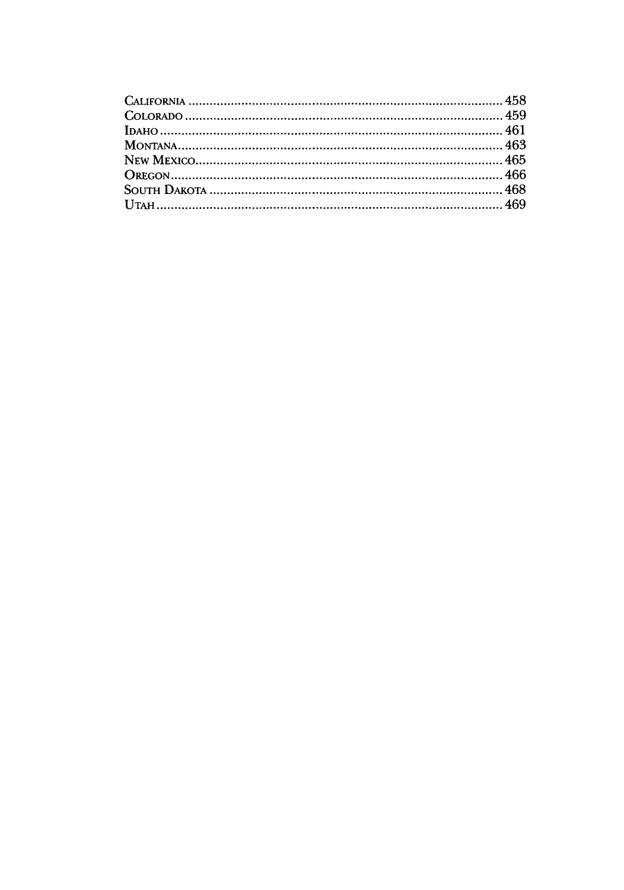California ........................................................................................ 458
Colorado ......................................................................................... 459
Idaho ................................................................................................ 461
Montana........................................................................................... 463
New Mexico...................................................................................... 465
Oregon............................................................................................. 466
South Dakota .................................................................................. 468
Utah ................................................................................................. 469